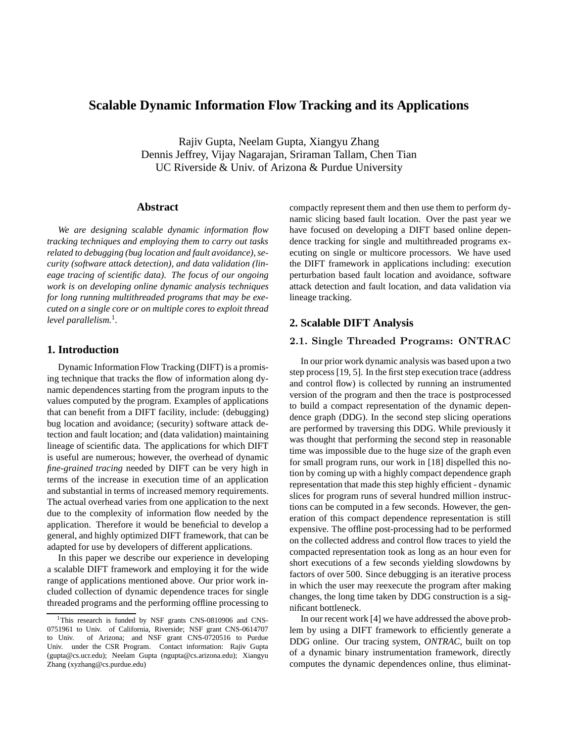#### Scalable Dynamic Information Flow Tracking and its Applications

Rajiv Gupta, Neelam Gupta, Xiangyu Zhang
Dennis Jeffrey, Vijay Nagarajan, Sriraman Tallam, Chen Tian
UC Riverside & Univ. of Arizona & Purdue University

## Abstract

*We are designing scalable dynamic information flow tracking techniques and employing them to carry out tasks related to debugging (bug location and fault avoidance), security (software attack detection), and data validation (lineage tracing of scientific data). The focus of our ongoing work is on developing online dynamic analysis techniques for long running multithreaded programs that may be executed on a single core or on multiple cores to exploit thread level parallelism.*[1].

## 1. Introduction

Dynamic Information Flow Tracking (DIFT) is a promising technique that tracks the flow of information along dynamic dependences starting from the program inputs to the values computed by the program. Examples of applications that can benefit from a DIFT facility, include: (debugging) bug location and avoidance; (security) software attack detection and fault location; and (data validation) maintaining lineage of scientific data. The applications for which DIFT is useful are numerous; however, the overhead of dynamic *fine-grained tracing* needed by DIFT can be very high in terms of the increase in execution time of an application and substantial in terms of increased memory requirements. The actual overhead varies from one application to the next due to the complexity of information flow needed by the application. Therefore it would be beneficial to develop a general, and highly optimized DIFT framework, that can be adapted for use by developers of different applications.

In this paper we describe our experience in developing a scalable DIFT framework and employing it for the wide range of applications mentioned above. Our prior work included collection of dynamic dependence traces for single threaded programs and the performing offline processing to compactly represent them and then use them to perform dynamic slicing based fault location. Over the past year we have focused on developing a DIFT based online dependence tracking for single and multithreaded programs executing on single or multicore processors. We have used the DIFT framework in applications including: execution perturbation based fault location and avoidance, software attack detection and fault location, and data validation via lineage tracking.

## 2. Scalable DIFT Analysis

### 2.1. Single Threaded Programs: ONTRAC

In our prior work dynamic analysis was based upon a two step process [19, 5]. In the first step execution trace (address and control flow) is collected by running an instrumented version of the program and then the trace is postprocessed to build a compact representation of the dynamic dependence graph (DDG). In the second step slicing operations are performed by traversing this DDG. While previously it was thought that performing the second step in reasonable time was impossible due to the huge size of the graph even for small program runs, our work in [18] dispelled this notion by coming up with a highly compact dependence graph representation that made this step highly efficient - dynamic slices for program runs of several hundred million instructions can be computed in a few seconds. However, the generation of this compact dependence representation is still expensive. The offline post-processing had to be performed on the collected address and control flow traces to yield the compacted representation took as long as an hour even for short executions of a few seconds yielding slowdowns by factors of over 500. Since debugging is an iterative process in which the user may reexecute the program after making changes, the long time taken by DDG construction is a significant bottleneck.

In our recent work [4] we have addressed the above problem by using a DIFT framework to efficiently generate a DDG online. Our tracing system, *ONTRAC*, built on top of a dynamic binary instrumentation framework, directly computes the dynamic dependences online, thus eliminat-

[1] This research is funded by NSF grants CNS-0810906 and CNS-0751961 to Univ. of California, Riverside; NSF grant CNS-0614707 to Univ. of Arizona; and NSF grant CNS-0720516 to Purdue Univ. under the CSR Program. Contact information: Rajiv Gupta (gupta@cs.ucr.edu); Neelam Gupta (ngupta@cs.arizona.edu); Xiangyu Zhang (xyzhang@cs.purdue.edu)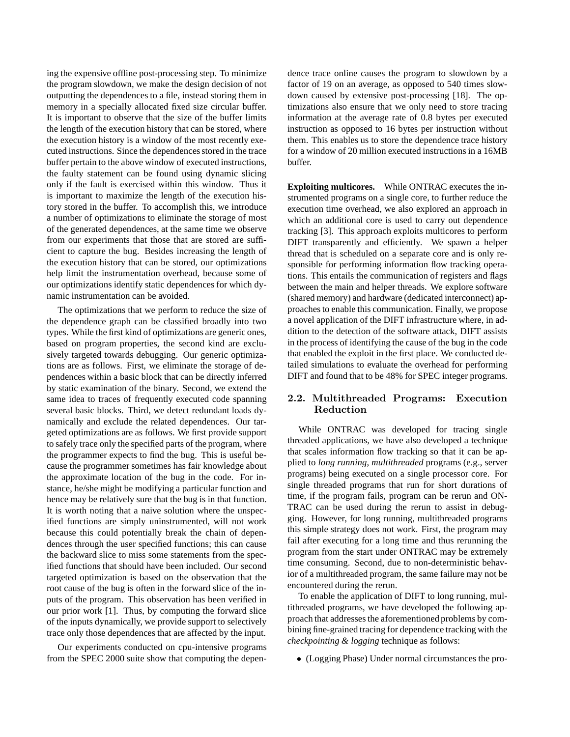ing the expensive offline post-processing step. To minimize the program slowdown, we make the design decision of not outputting the dependences to a file, instead storing them in memory in a specially allocated fixed size circular buffer. It is important to observe that the size of the buffer limits the length of the execution history that can be stored, where the execution history is a window of the most recently executed instructions. Since the dependences stored in the trace buffer pertain to the above window of executed instructions, the faulty statement can be found using dynamic slicing only if the fault is exercised within this window. Thus it is important to maximize the length of the execution history stored in the buffer. To accomplish this, we introduce a number of optimizations to eliminate the storage of most of the generated dependences, at the same time we observe from our experiments that those that are stored are sufficient to capture the bug. Besides increasing the length of the execution history that can be stored, our optimizations help limit the instrumentation overhead, because some of our optimizations identify static dependences for which dynamic instrumentation can be avoided.

The optimizations that we perform to reduce the size of the dependence graph can be classified broadly into two types. While the first kind of optimizations are generic ones, based on program properties, the second kind are exclusively targeted towards debugging. Our generic optimizations are as follows. First, we eliminate the storage of dependences within a basic block that can be directly inferred by static examination of the binary. Second, we extend the same idea to traces of frequently executed code spanning several basic blocks. Third, we detect redundant loads dynamically and exclude the related dependences. Our targeted optimizations are as follows. We first provide support to safely trace only the specified parts of the program, where the programmer expects to find the bug. This is useful because the programmer sometimes has fair knowledge about the approximate location of the bug in the code. For instance, he/she might be modifying a particular function and hence may be relatively sure that the bug is in that function. It is worth noting that a naive solution where the unspecified functions are simply uninstrumented, will not work because this could potentially break the chain of dependences through the user specified functions; this can cause the backward slice to miss some statements from the specified functions that should have been included. Our second targeted optimization is based on the observation that the root cause of the bug is often in the forward slice of the inputs of the program. This observation has been verified in our prior work [1]. Thus, by computing the forward slice of the inputs dynamically, we provide support to selectively trace only those dependences that are affected by the input.

Our experiments conducted on cpu-intensive programs from the SPEC 2000 suite show that computing the dependence trace online causes the program to slowdown by a factor of 19 on an average, as opposed to 540 times slowdown caused by extensive post-processing [18]. The optimizations also ensure that we only need to store tracing information at the average rate of 0.8 bytes per executed instruction as opposed to 16 bytes per instruction without them. This enables us to store the dependence trace history for a window of 20 million executed instructions in a 16MB buffer.

**Exploiting multicores.** While ONTRAC executes the instrumented programs on a single core, to further reduce the execution time overhead, we also explored an approach in which an additional core is used to carry out dependence tracking [3]. This approach exploits multicores to perform DIFT transparently and efficiently. We spawn a helper thread that is scheduled on a separate core and is only responsible for performing information flow tracking operations. This entails the communication of registers and flags between the main and helper threads. We explore software (shared memory) and hardware (dedicated interconnect) approaches to enable this communication. Finally, we propose a novel application of the DIFT infrastructure where, in addition to the detection of the software attack, DIFT assists in the process of identifying the cause of the bug in the code that enabled the exploit in the first place. We conducted detailed simulations to evaluate the overhead for performing DIFT and found that to be 48% for SPEC integer programs.

## 2.2. Multithreaded Programs: Execution Reduction

While ONTRAC was developed for tracing single threaded applications, we have also developed a technique that scales information flow tracking so that it can be applied to *long running, multithreaded* programs (e.g., server programs) being executed on a single processor core. For single threaded programs that run for short durations of time, if the program fails, program can be rerun and ONTRAC can be used during the rerun to assist in debugging. However, for long running, multithreaded programs this simple strategy does not work. First, the program may fail after executing for a long time and thus rerunning the program from the start under ONTRAC may be extremely time consuming. Second, due to non-deterministic behavior of a multithreaded program, the same failure may not be encountered during the rerun.

To enable the application of DIFT to long running, multithreaded programs, we have developed the following approach that addresses the aforementioned problems by combining fine-grained tracing for dependence tracking with the *checkpointing & logging* technique as follows:

- (Logging Phase) Under normal circumstances the pro-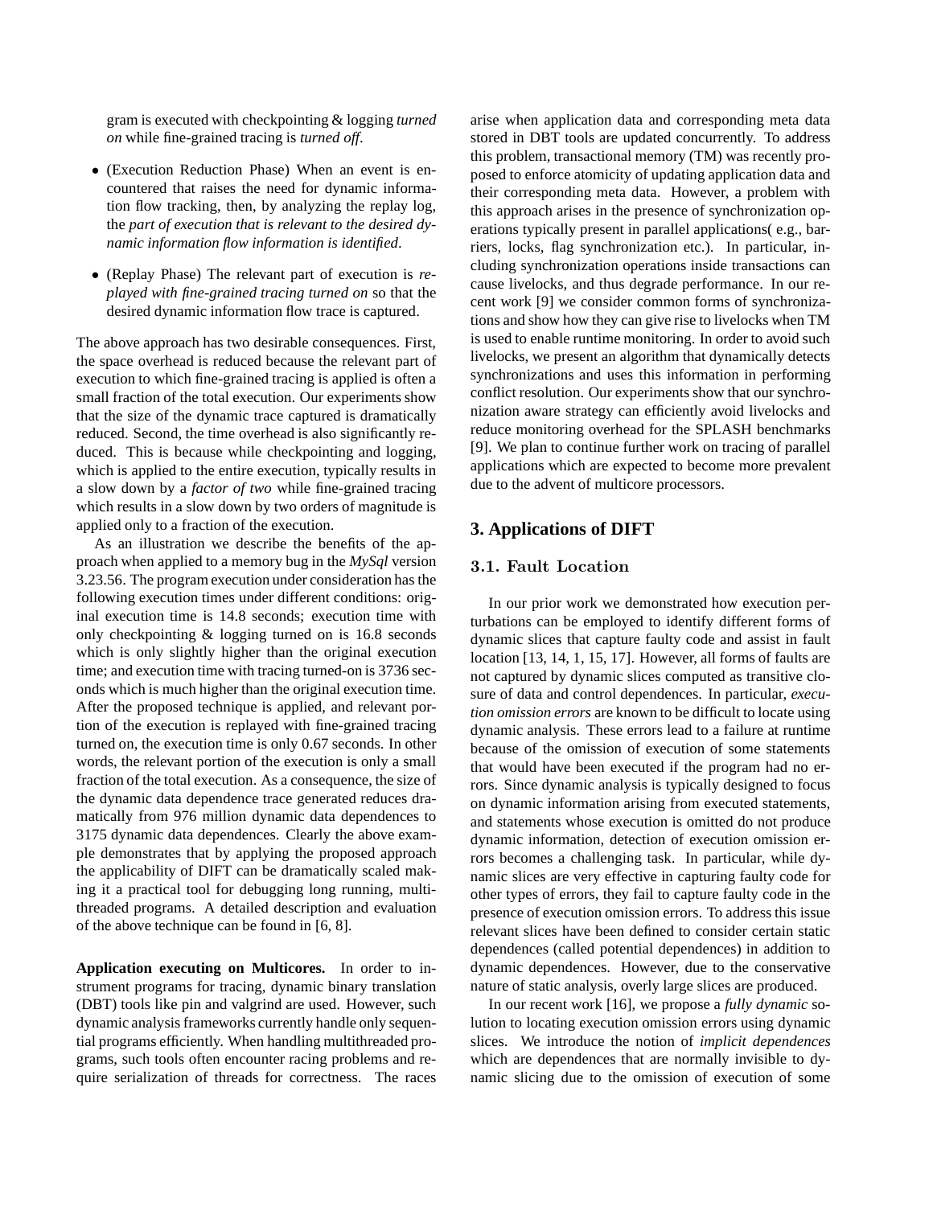gram is executed with checkpointing & logging *turned on* while fine-grained tracing is *turned off*.

- (Execution Reduction Phase) When an event is encountered that raises the need for dynamic information flow tracking, then, by analyzing the replay log, the *part of execution that is relevant to the desired dynamic information flow information is identified*.
- (Replay Phase) The relevant part of execution is *replayed with fine-grained tracing turned on* so that the desired dynamic information flow trace is captured.

The above approach has two desirable consequences. First, the space overhead is reduced because the relevant part of execution to which fine-grained tracing is applied is often a small fraction of the total execution. Our experiments show that the size of the dynamic trace captured is dramatically reduced. Second, the time overhead is also significantly reduced. This is because while checkpointing and logging, which is applied to the entire execution, typically results in a slow down by a *factor of two* while fine-grained tracing which results in a slow down by two orders of magnitude is applied only to a fraction of the execution.

As an illustration we describe the benefits of the approach when applied to a memory bug in the *MySql* version 3.23.56. The program execution under consideration has the following execution times under different conditions: original execution time is 14.8 seconds; execution time with only checkpointing & logging turned on is 16.8 seconds which is only slightly higher than the original execution time; and execution time with tracing turned-on is 3736 seconds which is much higher than the original execution time. After the proposed technique is applied, and relevant portion of the execution is replayed with fine-grained tracing turned on, the execution time is only 0.67 seconds. In other words, the relevant portion of the execution is only a small fraction of the total execution. As a consequence, the size of the dynamic data dependence trace generated reduces dramatically from 976 million dynamic data dependences to 3175 dynamic data dependences. Clearly the above example demonstrates that by applying the proposed approach the applicability of DIFT can be dramatically scaled making it a practical tool for debugging long running, multithreaded programs. A detailed description and evaluation of the above technique can be found in [6, 8].

**Application executing on Multicores.** In order to instrument programs for tracing, dynamic binary translation (DBT) tools like pin and valgrind are used. However, such dynamic analysis frameworks currently handle only sequential programs efficiently. When handling multithreaded programs, such tools often encounter racing problems and require serialization of threads for correctness. The races arise when application data and corresponding meta data stored in DBT tools are updated concurrently. To address this problem, transactional memory (TM) was recently proposed to enforce atomicity of updating application data and their corresponding meta data. However, a problem with this approach arises in the presence of synchronization operations typically present in parallel applications( e.g., barriers, locks, flag synchronization etc.). In particular, including synchronization operations inside transactions can cause livelocks, and thus degrade performance. In our recent work [9] we consider common forms of synchronizations and show how they can give rise to livelocks when TM is used to enable runtime monitoring. In order to avoid such livelocks, we present an algorithm that dynamically detects synchronizations and uses this information in performing conflict resolution. Our experiments show that our synchronization aware strategy can efficiently avoid livelocks and reduce monitoring overhead for the SPLASH benchmarks [9]. We plan to continue further work on tracing of parallel applications which are expected to become more prevalent due to the advent of multicore processors.

## 3. Applications of DIFT

### 3.1. Fault Location

In our prior work we demonstrated how execution perturbations can be employed to identify different forms of dynamic slices that capture faulty code and assist in fault location [13, 14, 1, 15, 17]. However, all forms of faults are not captured by dynamic slices computed as transitive closure of data and control dependences. In particular, *execution omission errors* are known to be difficult to locate using dynamic analysis. These errors lead to a failure at runtime because of the omission of execution of some statements that would have been executed if the program had no errors. Since dynamic analysis is typically designed to focus on dynamic information arising from executed statements, and statements whose execution is omitted do not produce dynamic information, detection of execution omission errors becomes a challenging task. In particular, while dynamic slices are very effective in capturing faulty code for other types of errors, they fail to capture faulty code in the presence of execution omission errors. To address this issue relevant slices have been defined to consider certain static dependences (called potential dependences) in addition to dynamic dependences. However, due to the conservative nature of static analysis, overly large slices are produced.

In our recent work [16], we propose a *fully dynamic* solution to locating execution omission errors using dynamic slices. We introduce the notion of *implicit dependences* which are dependences that are normally invisible to dynamic slicing due to the omission of execution of some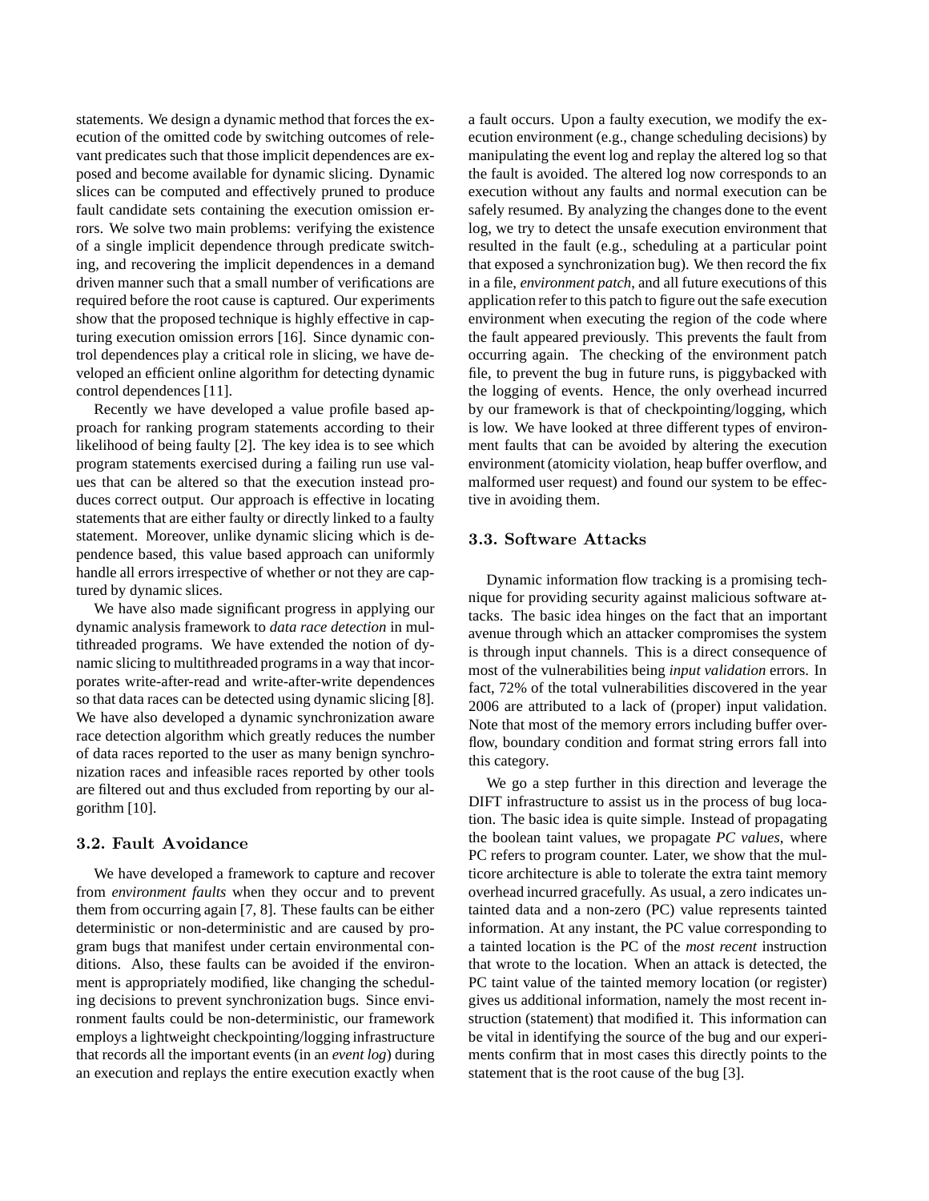statements. We design a dynamic method that forces the execution of the omitted code by switching outcomes of relevant predicates such that those implicit dependences are exposed and become available for dynamic slicing. Dynamic slices can be computed and effectively pruned to produce fault candidate sets containing the execution omission errors. We solve two main problems: verifying the existence of a single implicit dependence through predicate switching, and recovering the implicit dependences in a demand driven manner such that a small number of verifications are required before the root cause is captured. Our experiments show that the proposed technique is highly effective in capturing execution omission errors [16]. Since dynamic control dependences play a critical role in slicing, we have developed an efficient online algorithm for detecting dynamic control dependences [11].

Recently we have developed a value profile based approach for ranking program statements according to their likelihood of being faulty [2]. The key idea is to see which program statements exercised during a failing run use values that can be altered so that the execution instead produces correct output. Our approach is effective in locating statements that are either faulty or directly linked to a faulty statement. Moreover, unlike dynamic slicing which is dependence based, this value based approach can uniformly handle all errors irrespective of whether or not they are captured by dynamic slices.

We have also made significant progress in applying our dynamic analysis framework to *data race detection* in multithreaded programs. We have extended the notion of dynamic slicing to multithreaded programs in a way that incorporates write-after-read and write-after-write dependences so that data races can be detected using dynamic slicing [8]. We have also developed a dynamic synchronization aware race detection algorithm which greatly reduces the number of data races reported to the user as many benign synchronization races and infeasible races reported by other tools are filtered out and thus excluded from reporting by our algorithm [10].

### 3.2. Fault Avoidance

We have developed a framework to capture and recover from *environment faults* when they occur and to prevent them from occurring again [7, 8]. These faults can be either deterministic or non-deterministic and are caused by program bugs that manifest under certain environmental conditions. Also, these faults can be avoided if the environment is appropriately modified, like changing the scheduling decisions to prevent synchronization bugs. Since environment faults could be non-deterministic, our framework employs a lightweight checkpointing/logging infrastructure that records all the important events (in an *event log*) during an execution and replays the entire execution exactly when a fault occurs. Upon a faulty execution, we modify the execution environment (e.g., change scheduling decisions) by manipulating the event log and replay the altered log so that the fault is avoided. The altered log now corresponds to an execution without any faults and normal execution can be safely resumed. By analyzing the changes done to the event log, we try to detect the unsafe execution environment that resulted in the fault (e.g., scheduling at a particular point that exposed a synchronization bug). We then record the fix in a file, *environment patch*, and all future executions of this application refer to this patch to figure out the safe execution environment when executing the region of the code where the fault appeared previously. This prevents the fault from occurring again. The checking of the environment patch file, to prevent the bug in future runs, is piggybacked with the logging of events. Hence, the only overhead incurred by our framework is that of checkpointing/logging, which is low. We have looked at three different types of environment faults that can be avoided by altering the execution environment (atomicity violation, heap buffer overflow, and malformed user request) and found our system to be effective in avoiding them.

### 3.3. Software Attacks

Dynamic information flow tracking is a promising technique for providing security against malicious software attacks. The basic idea hinges on the fact that an important avenue through which an attacker compromises the system is through input channels. This is a direct consequence of most of the vulnerabilities being *input validation* errors. In fact, 72% of the total vulnerabilities discovered in the year 2006 are attributed to a lack of (proper) input validation. Note that most of the memory errors including buffer overflow, boundary condition and format string errors fall into this category.

We go a step further in this direction and leverage the DIFT infrastructure to assist us in the process of bug location. The basic idea is quite simple. Instead of propagating the boolean taint values, we propagate *PC values*, where PC refers to program counter. Later, we show that the multicore architecture is able to tolerate the extra taint memory overhead incurred gracefully. As usual, a zero indicates untainted data and a non-zero (PC) value represents tainted information. At any instant, the PC value corresponding to a tainted location is the PC of the *most recent* instruction that wrote to the location. When an attack is detected, the PC taint value of the tainted memory location (or register) gives us additional information, namely the most recent instruction (statement) that modified it. This information can be vital in identifying the source of the bug and our experiments confirm that in most cases this directly points to the statement that is the root cause of the bug [3].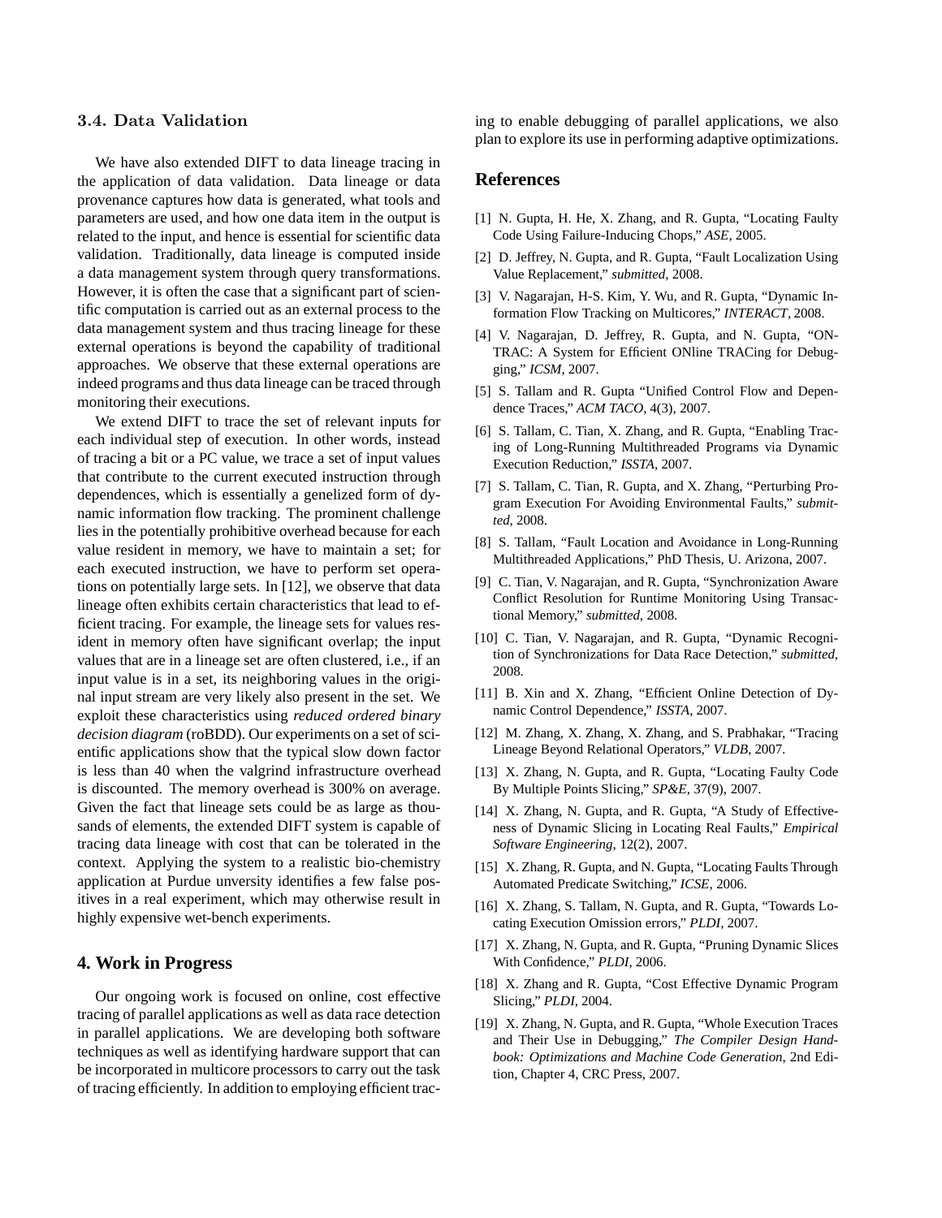### 3.4. Data Validation

We have also extended DIFT to data lineage tracing in the application of data validation. Data lineage or data provenance captures how data is generated, what tools and parameters are used, and how one data item in the output is related to the input, and hence is essential for scientific data validation. Traditionally, data lineage is computed inside a data management system through query transformations. However, it is often the case that a significant part of scientific computation is carried out as an external process to the data management system and thus tracing lineage for these external operations is beyond the capability of traditional approaches. We observe that these external operations are indeed programs and thus data lineage can be traced through monitoring their executions.

We extend DIFT to trace the set of relevant inputs for each individual step of execution. In other words, instead of tracing a bit or a PC value, we trace a set of input values that contribute to the current executed instruction through dependences, which is essentially a genelized form of dynamic information flow tracking. The prominent challenge lies in the potentially prohibitive overhead because for each value resident in memory, we have to maintain a set; for each executed instruction, we have to perform set operations on potentially large sets. In [12], we observe that data lineage often exhibits certain characteristics that lead to efficient tracing. For example, the lineage sets for values resident in memory often have significant overlap; the input values that are in a lineage set are often clustered, i.e., if an input value is in a set, its neighboring values in the original input stream are very likely also present in the set. We exploit these characteristics using *reduced ordered binary decision diagram* (roBDD). Our experiments on a set of scientific applications show that the typical slow down factor is less than 40 when the valgrind infrastructure overhead is discounted. The memory overhead is 300% on average. Given the fact that lineage sets could be as large as thousands of elements, the extended DIFT system is capable of tracing data lineage with cost that can be tolerated in the context. Applying the system to a realistic bio-chemistry application at Purdue unversity identifies a few false positives in a real experiment, which may otherwise result in highly expensive wet-bench experiments.

## 4. Work in Progress

Our ongoing work is focused on online, cost effective tracing of parallel applications as well as data race detection in parallel applications. We are developing both software techniques as well as identifying hardware support that can be incorporated in multicore processors to carry out the task of tracing efficiently. In addition to employing efficient tracing to enable debugging of parallel applications, we also plan to explore its use in performing adaptive optimizations.

## References

[1] N. Gupta, H. He, X. Zhang, and R. Gupta, "Locating Faulty Code Using Failure-Inducing Chops," *ASE*, 2005.

[2] D. Jeffrey, N. Gupta, and R. Gupta, "Fault Localization Using Value Replacement," *submitted*, 2008.

[3] V. Nagarajan, H-S. Kim, Y. Wu, and R. Gupta, "Dynamic Information Flow Tracking on Multicores," *INTERACT*, 2008.

[4] V. Nagarajan, D. Jeffrey, R. Gupta, and N. Gupta, "ONTRAC: A System for Efficient ONline TRACing for Debugging," *ICSM*, 2007.

[5] S. Tallam and R. Gupta "Unified Control Flow and Dependence Traces," *ACM TACO*, 4(3), 2007.

[6] S. Tallam, C. Tian, X. Zhang, and R. Gupta, "Enabling Tracing of Long-Running Multithreaded Programs via Dynamic Execution Reduction," *ISSTA*, 2007.

[7] S. Tallam, C. Tian, R. Gupta, and X. Zhang, "Perturbing Program Execution For Avoiding Environmental Faults," *submitted*, 2008.

[8] S. Tallam, "Fault Location and Avoidance in Long-Running Multithreaded Applications," PhD Thesis, U. Arizona, 2007.

[9] C. Tian, V. Nagarajan, and R. Gupta, "Synchronization Aware Conflict Resolution for Runtime Monitoring Using Transactional Memory," *submitted*, 2008.

[10] C. Tian, V. Nagarajan, and R. Gupta, "Dynamic Recognition of Synchronizations for Data Race Detection," *submitted*, 2008.

[11] B. Xin and X. Zhang, "Efficient Online Detection of Dynamic Control Dependence," *ISSTA*, 2007.

[12] M. Zhang, X. Zhang, X. Zhang, and S. Prabhakar, "Tracing Lineage Beyond Relational Operators," *VLDB*, 2007.

[13] X. Zhang, N. Gupta, and R. Gupta, "Locating Faulty Code By Multiple Points Slicing," *SP&E*, 37(9), 2007.

[14] X. Zhang, N. Gupta, and R. Gupta, "A Study of Effectiveness of Dynamic Slicing in Locating Real Faults," *Empirical Software Engineering*, 12(2), 2007.

[15] X. Zhang, R. Gupta, and N. Gupta, "Locating Faults Through Automated Predicate Switching," *ICSE*, 2006.

[16] X. Zhang, S. Tallam, N. Gupta, and R. Gupta, "Towards Locating Execution Omission errors," *PLDI*, 2007.

[17] X. Zhang, N. Gupta, and R. Gupta, "Pruning Dynamic Slices With Confidence," *PLDI*, 2006.

[18] X. Zhang and R. Gupta, "Cost Effective Dynamic Program Slicing," *PLDI*, 2004.

[19] X. Zhang, N. Gupta, and R. Gupta, "Whole Execution Traces and Their Use in Debugging," *The Compiler Design Handbook: Optimizations and Machine Code Generation*, 2nd Edition, Chapter 4, CRC Press, 2007.